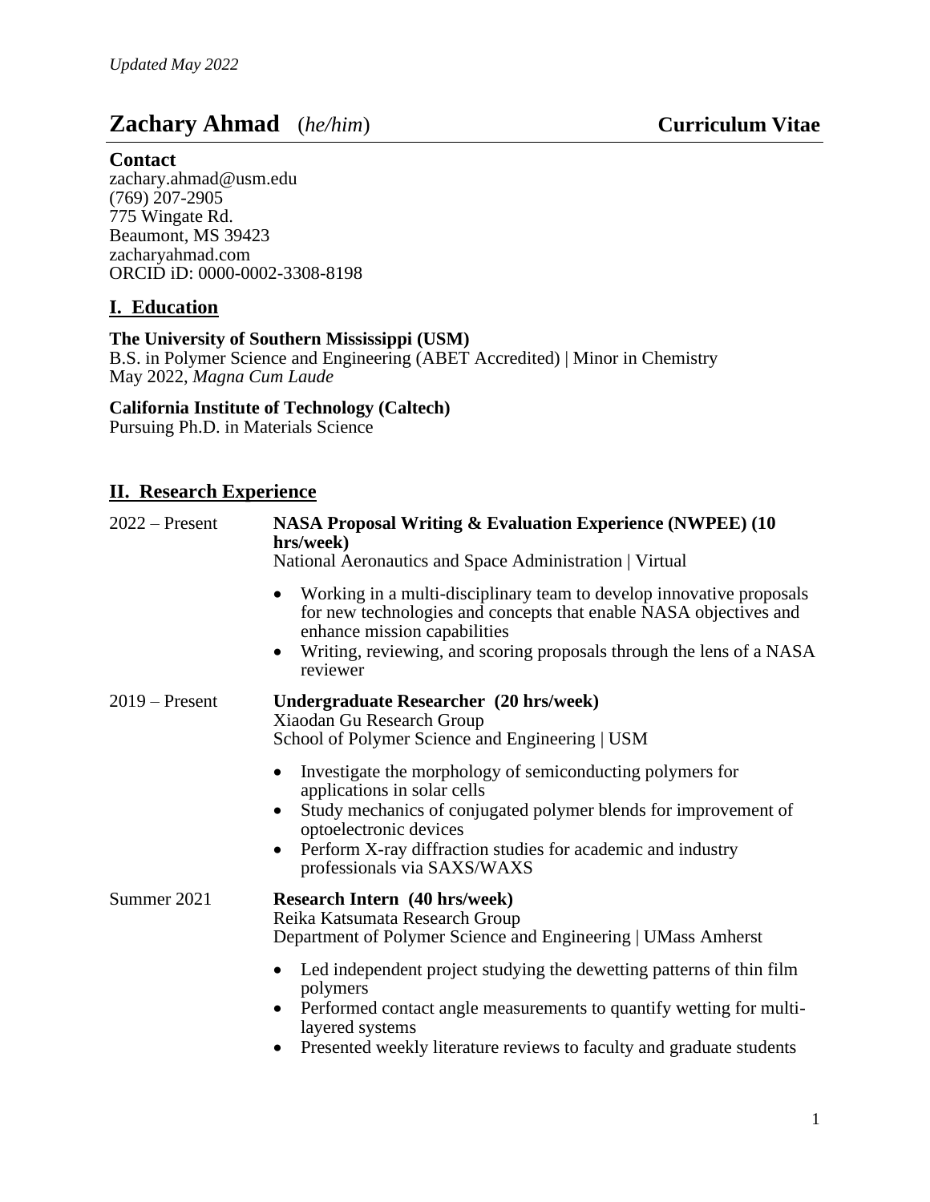*Updated May 2022*

# Zachary Ahmad (*he/him*) **Curriculum Vitae**

**Contact**
zachary.ahmad@usm.edu
(769) 207-2905
775 Wingate Rd.
Beaumont, MS 39423
zacharyahmad.com
ORCID iD: 0000-0002-3308-8198

## I. Education

**The University of Southern Mississippi (USM)**
B.S. in Polymer Science and Engineering (ABET Accredited) | Minor in Chemistry
May 2022, *Magna Cum Laude*

**California Institute of Technology (Caltech)**
Pursuing Ph.D. in Materials Science

## II. Research Experience

2022 – Present **NASA Proposal Writing & Evaluation Experience (NWPEE) (10 hrs/week)**
National Aeronautics and Space Administration | Virtual

- Working in a multi-disciplinary team to develop innovative proposals for new technologies and concepts that enable NASA objectives and enhance mission capabilities
- Writing, reviewing, and scoring proposals through the lens of a NASA reviewer

2019 – Present **Undergraduate Researcher (20 hrs/week)**
Xiaodan Gu Research Group
School of Polymer Science and Engineering | USM

- Investigate the morphology of semiconducting polymers for applications in solar cells
- Study mechanics of conjugated polymer blends for improvement of optoelectronic devices
- Perform X-ray diffraction studies for academic and industry professionals via SAXS/WAXS

Summer 2021 **Research Intern (40 hrs/week)**
Reika Katsumata Research Group
Department of Polymer Science and Engineering | UMass Amherst

- Led independent project studying the dewetting patterns of thin film polymers
- Performed contact angle measurements to quantify wetting for multi-layered systems
- Presented weekly literature reviews to faculty and graduate students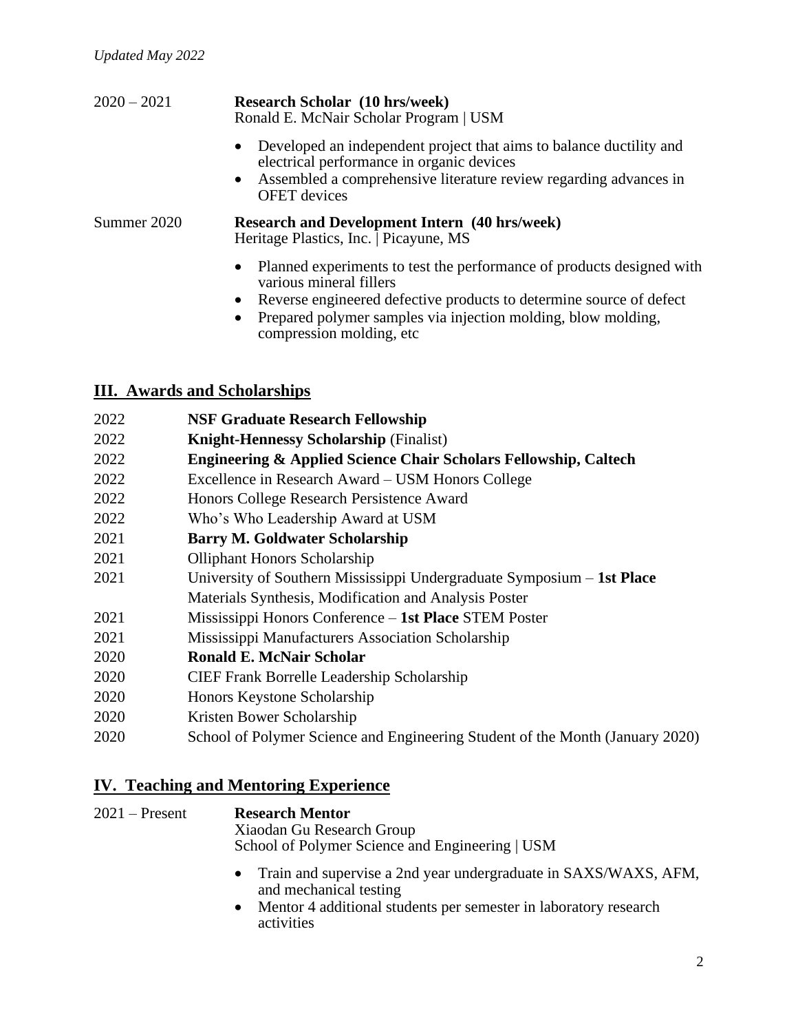*Updated May 2022*

2020 – 2021 **Research Scholar (10 hrs/week)**
Ronald E. McNair Scholar Program | USM

- Developed an independent project that aims to balance ductility and electrical performance in organic devices
- Assembled a comprehensive literature review regarding advances in OFET devices

Summer 2020 **Research and Development Intern (40 hrs/week)**
Heritage Plastics, Inc. | Picayune, MS

- Planned experiments to test the performance of products designed with various mineral fillers
- Reverse engineered defective products to determine source of defect
- Prepared polymer samples via injection molding, blow molding, compression molding, etc

## III. Awards and Scholarships

2022 **NSF Graduate Research Fellowship**
2022 **Knight-Hennessy Scholarship** (Finalist)
2022 **Engineering & Applied Science Chair Scholars Fellowship, Caltech**
2022 Excellence in Research Award – USM Honors College
2022 Honors College Research Persistence Award
2022 Who's Who Leadership Award at USM
2021 **Barry M. Goldwater Scholarship**
2021 Olliphant Honors Scholarship
2021 University of Southern Mississippi Undergraduate Symposium – **1st Place** Materials Synthesis, Modification and Analysis Poster
2021 Mississippi Honors Conference – **1st Place** STEM Poster
2021 Mississippi Manufacturers Association Scholarship
2020 **Ronald E. McNair Scholar**
2020 CIEF Frank Borrelle Leadership Scholarship
2020 Honors Keystone Scholarship
2020 Kristen Bower Scholarship
2020 School of Polymer Science and Engineering Student of the Month (January 2020)

## IV. Teaching and Mentoring Experience

2021 – Present **Research Mentor**
Xiaodan Gu Research Group
School of Polymer Science and Engineering | USM

- Train and supervise a 2nd year undergraduate in SAXS/WAXS, AFM, and mechanical testing
- Mentor 4 additional students per semester in laboratory research activities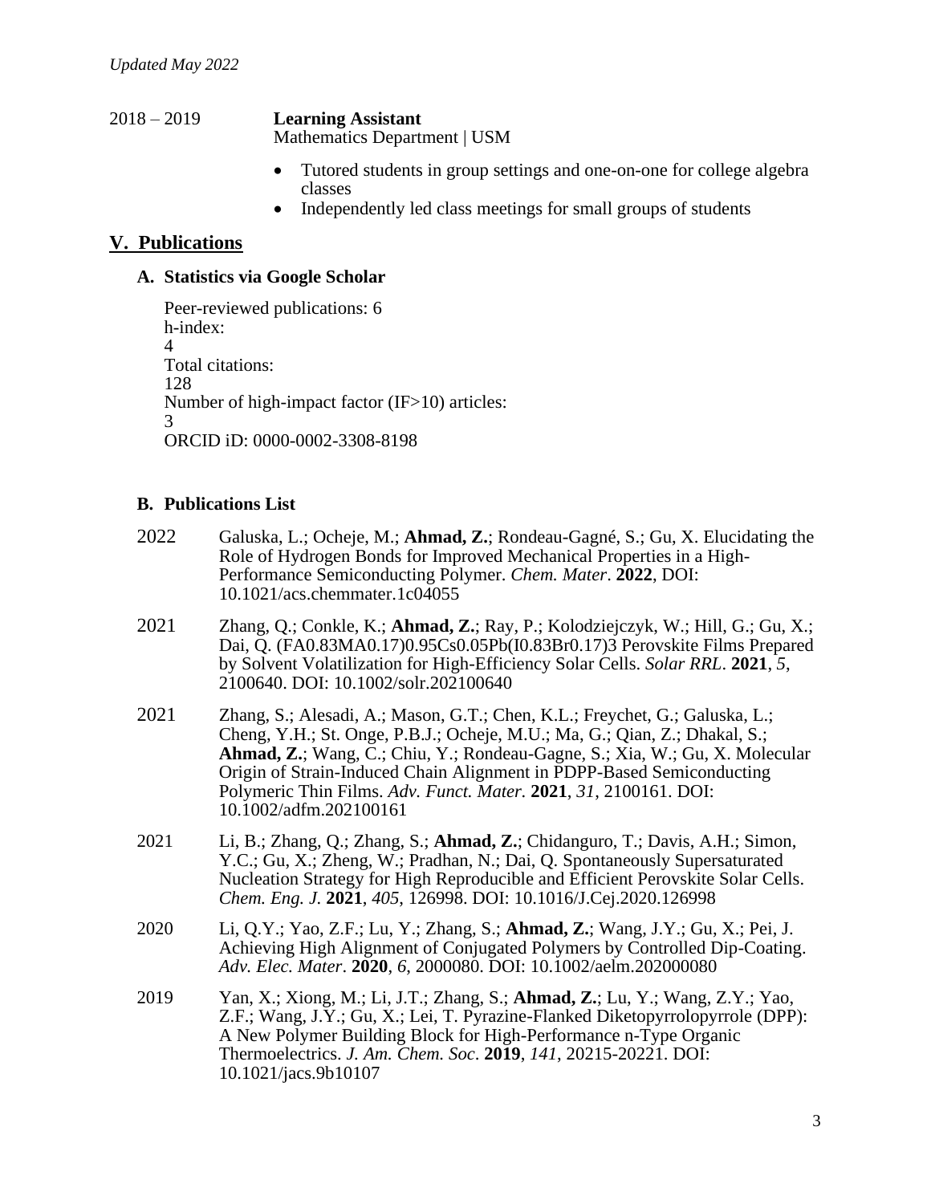*Updated May 2022*

2018 – 2019 **Learning Assistant**
Mathematics Department | USM

- Tutored students in group settings and one-on-one for college algebra classes
- Independently led class meetings for small groups of students

## V. Publications

### A. Statistics via Google Scholar

Peer-reviewed publications: 6
h-index:
4
Total citations:
128
Number of high-impact factor (IF>10) articles:
3
ORCID iD: 0000-0002-3308-8198

### B. Publications List

2022 Galuska, L.; Ocheje, M.; **Ahmad, Z.**; Rondeau-Gagné, S.; Gu, X. Elucidating the Role of Hydrogen Bonds for Improved Mechanical Properties in a High-Performance Semiconducting Polymer. *Chem. Mater*. **2022**, DOI: 10.1021/acs.chemmater.1c04055

2021 Zhang, Q.; Conkle, K.; **Ahmad, Z.**; Ray, P.; Kolodziejczyk, W.; Hill, G.; Gu, X.; Dai, Q. $(FA_{0.83}MA_{0.17})_{0.95}Cs_{0.05}Pb(I_{0.83}Br_{0.17})_3$ Perovskite Films Prepared by Solvent Volatilization for High-Efficiency Solar Cells. *Solar RRL*. **2021**, *5*, 2100640. DOI: 10.1002/solr.202100640

2021 Zhang, S.; Alesadi, A.; Mason, G.T.; Chen, K.L.; Freychet, G.; Galuska, L.; Cheng, Y.H.; St. Onge, P.B.J.; Ocheje, M.U.; Ma, G.; Qian, Z.; Dhakal, S.; **Ahmad, Z.**; Wang, C.; Chiu, Y.; Rondeau-Gagne, S.; Xia, W.; Gu, X. Molecular Origin of Strain-Induced Chain Alignment in PDPP-Based Semiconducting Polymeric Thin Films. *Adv. Funct. Mater.* **2021**, *31*, 2100161. DOI: 10.1002/adfm.202100161

2021 Li, B.; Zhang, Q.; Zhang, S.; **Ahmad, Z.**; Chidanguro, T.; Davis, A.H.; Simon, Y.C.; Gu, X.; Zheng, W.; Pradhan, N.; Dai, Q. Spontaneously Supersaturated Nucleation Strategy for High Reproducible and Efficient Perovskite Solar Cells. *Chem. Eng. J.* **2021**, *405*, 126998. DOI: 10.1016/J.Cej.2020.126998

2020 Li, Q.Y.; Yao, Z.F.; Lu, Y.; Zhang, S.; **Ahmad, Z.**; Wang, J.Y.; Gu, X.; Pei, J. Achieving High Alignment of Conjugated Polymers by Controlled Dip-Coating. *Adv. Elec. Mater*. **2020**, *6*, 2000080. DOI: 10.1002/aelm.202000080

2019 Yan, X.; Xiong, M.; Li, J.T.; Zhang, S.; **Ahmad, Z.**; Lu, Y.; Wang, Z.Y.; Yao, Z.F.; Wang, J.Y.; Gu, X.; Lei, T. Pyrazine-Flanked Diketopyrrolopyrrole (DPP): A New Polymer Building Block for High-Performance n-Type Organic Thermoelectrics. *J. Am. Chem. Soc*. **2019**, *141*, 20215-20221. DOI: 10.1021/jacs.9b10107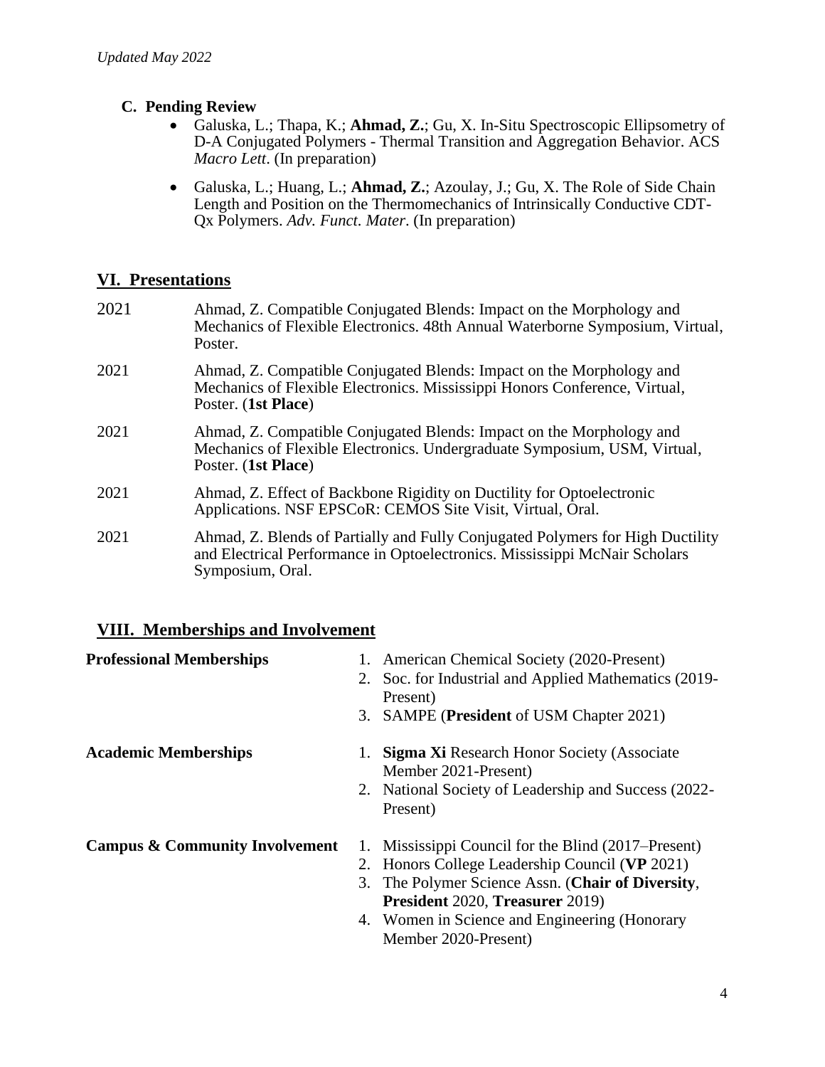*Updated May 2022*

### C. Pending Review

- Galuska, L.; Thapa, K.; **Ahmad, Z.**; Gu, X. In-Situ Spectroscopic Ellipsometry of D-A Conjugated Polymers - Thermal Transition and Aggregation Behavior. ACS *Macro Lett*. (In preparation)
- Galuska, L.; Huang, L.; **Ahmad, Z.**; Azoulay, J.; Gu, X. The Role of Side Chain Length and Position on the Thermomechanics of Intrinsically Conductive CDT-Qx Polymers. *Adv. Funct. Mater*. (In preparation)

## VI. Presentations

2021 — Ahmad, Z. Compatible Conjugated Blends: Impact on the Morphology and Mechanics of Flexible Electronics. 48th Annual Waterborne Symposium, Virtual, Poster.

2021 — Ahmad, Z. Compatible Conjugated Blends: Impact on the Morphology and Mechanics of Flexible Electronics. Mississippi Honors Conference, Virtual, Poster. (**1st Place**)

2021 — Ahmad, Z. Compatible Conjugated Blends: Impact on the Morphology and Mechanics of Flexible Electronics. Undergraduate Symposium, USM, Virtual, Poster. (**1st Place**)

2021 — Ahmad, Z. Effect of Backbone Rigidity on Ductility for Optoelectronic Applications. NSF EPSCoR: CEMOS Site Visit, Virtual, Oral.

2021 — Ahmad, Z. Blends of Partially and Fully Conjugated Polymers for High Ductility and Electrical Performance in Optoelectronics. Mississippi McNair Scholars Symposium, Oral.

## VIII. Memberships and Involvement

**Professional Memberships**

1. American Chemical Society (2020-Present)
2. Soc. for Industrial and Applied Mathematics (2019-Present)
3. SAMPE (**President** of USM Chapter 2021)

**Academic Memberships**

1. **Sigma Xi** Research Honor Society (Associate Member 2021-Present)
2. National Society of Leadership and Success (2022-Present)

**Campus & Community Involvement**

1. Mississippi Council for the Blind (2017–Present)
2. Honors College Leadership Council (**VP** 2021)
3. The Polymer Science Assn. (**Chair of Diversity**, **President** 2020, **Treasurer** 2019)
4. Women in Science and Engineering (Honorary Member 2020-Present)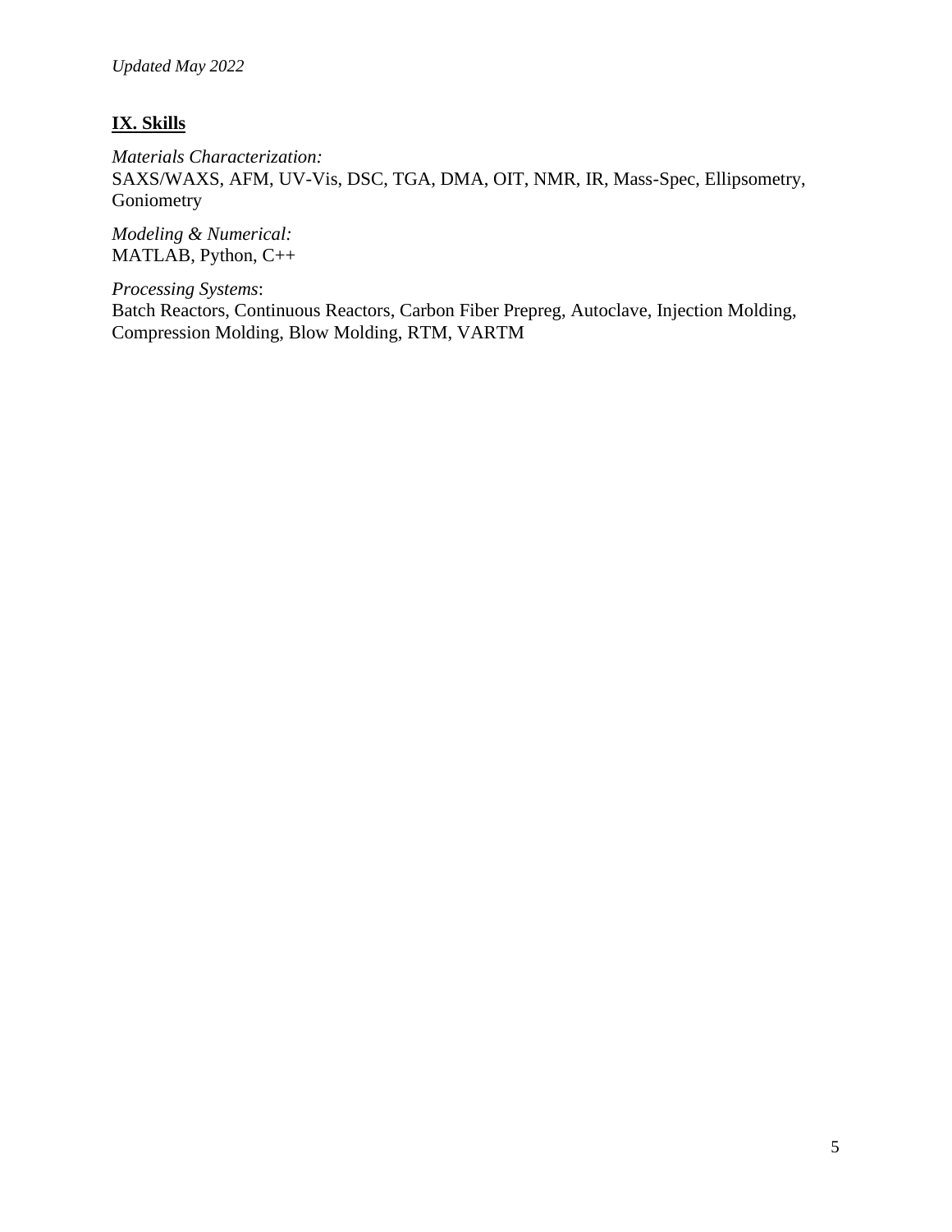## IX. Skills

*Materials Characterization:*
SAXS/WAXS, AFM, UV-Vis, DSC, TGA, DMA, OIT, NMR, IR, Mass-Spec, Ellipsometry, Goniometry

*Modeling & Numerical:*
MATLAB, Python, C++

*Processing Systems*:
Batch Reactors, Continuous Reactors, Carbon Fiber Prepreg, Autoclave, Injection Molding, Compression Molding, Blow Molding, RTM, VARTM